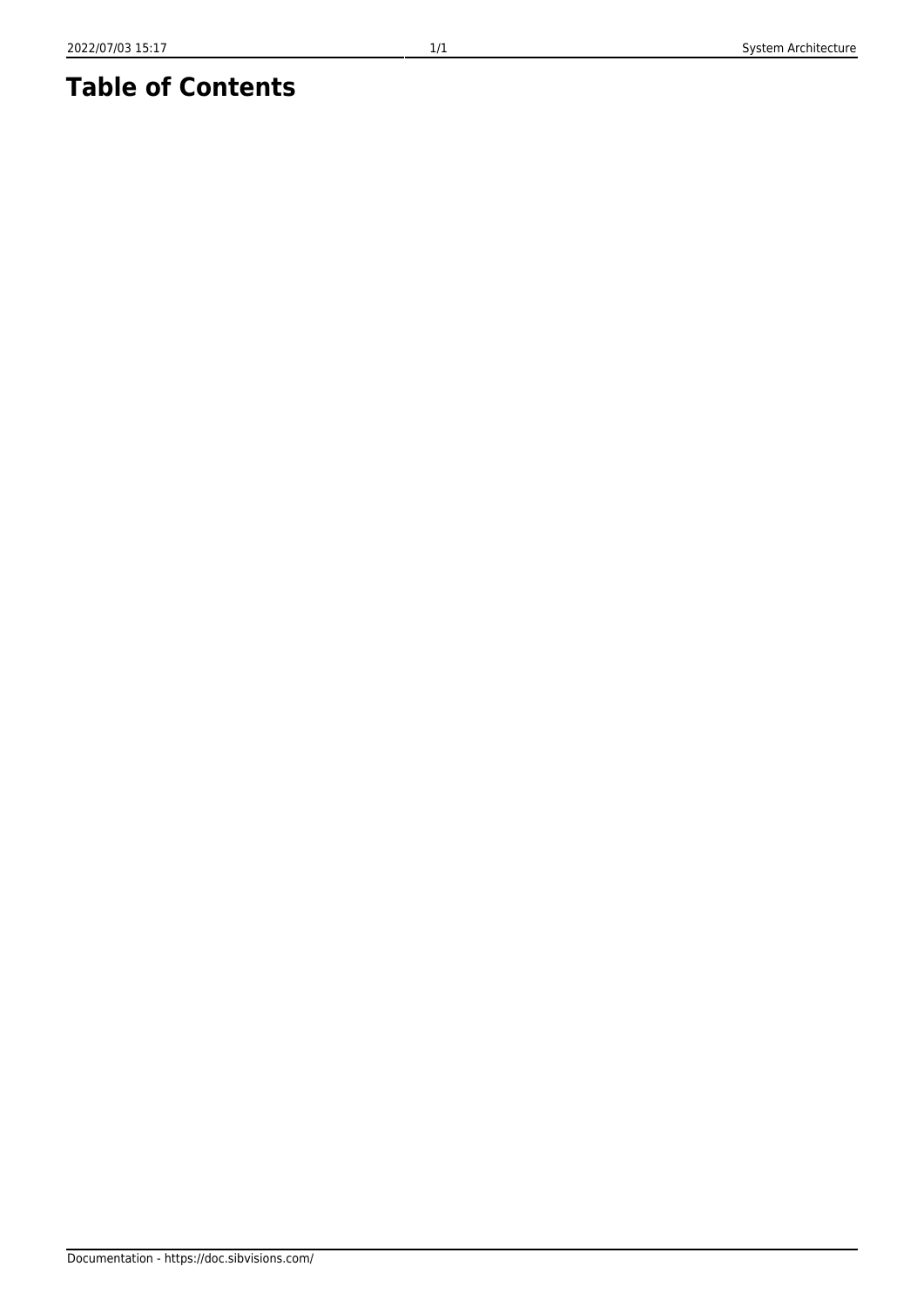# Table of Contents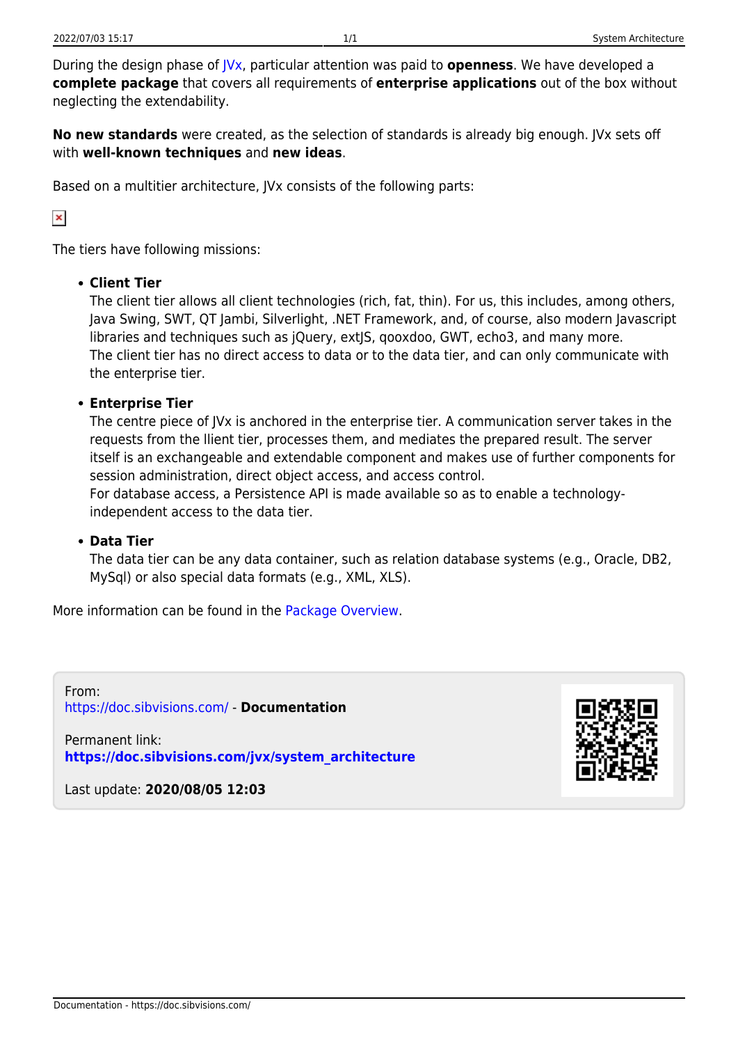During the design phase of JVx, particular attention was paid to **openness**. We have developed a **complete package** that covers all requirements of **enterprise applications** out of the box without neglecting the extendability.

**No new standards** were created, as the selection of standards is already big enough. JVx sets off with **well-known techniques** and **new ideas**.

Based on a multitier architecture, JVx consists of the following parts:

The tiers have following missions:

- **Client Tier**
  The client tier allows all client technologies (rich, fat, thin). For us, this includes, among others, Java Swing, SWT, QT Jambi, Silverlight, .NET Framework, and, of course, also modern Javascript libraries and techniques such as jQuery, extJS, qooxdoo, GWT, echo3, and many more.
  The client tier has no direct access to data or to the data tier, and can only communicate with the enterprise tier.

- **Enterprise Tier**
  The centre piece of JVx is anchored in the enterprise tier. A communication server takes in the requests from the llient tier, processes them, and mediates the prepared result. The server itself is an exchangeable and extendable component and makes use of further components for session administration, direct object access, and access control.
  For database access, a Persistence API is made available so as to enable a technology-independent access to the data tier.

- **Data Tier**
  The data tier can be any data container, such as relation database systems (e.g., Oracle, DB2, MySql) or also special data formats (e.g., XML, XLS).

More information can be found in the Package Overview.

From:
https://doc.sibvisions.com/ - **Documentation**

Permanent link:
**https://doc.sibvisions.com/jvx/system_architecture**

Last update: **2020/08/05 12:03**